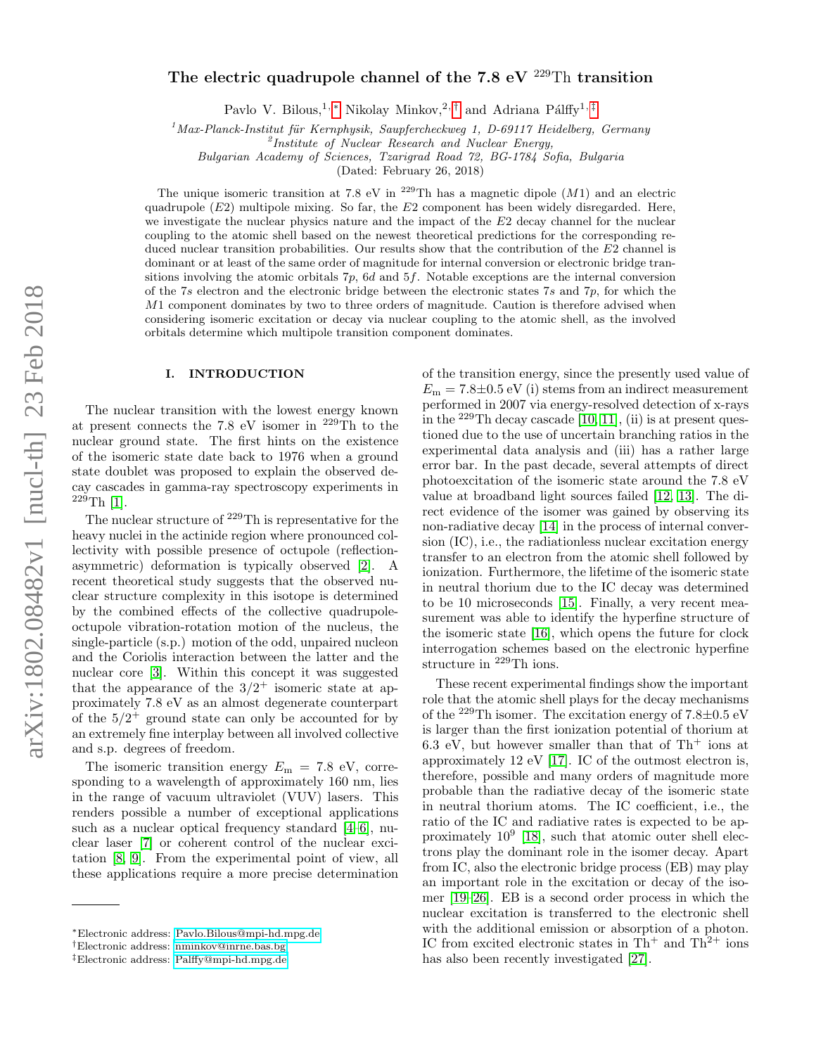# The electric quadrupole channel of the 7.8 eV $^{229}$Th transition

Pavlo V. Bilous,[1,*] Nikolay Minkov,[2,†] and Adriana Pálffy[1,‡]

[1]*Max-Planck-Institut für Kernphysik, Saupfercheckweg 1, D-69117 Heidelberg, Germany*
[2]*Institute of Nuclear Research and Nuclear Energy, Bulgarian Academy of Sciences, Tzarigrad Road 72, BG-1784 Sofia, Bulgaria*

(Dated: February 26, 2018)

The unique isomeric transition at 7.8 eV in $^{229}$Th has a magnetic dipole ($M1$) and an electric quadrupole ($E2$) multipole mixing. So far, the $E2$ component has been widely disregarded. Here, we investigate the nuclear physics nature and the impact of the $E2$ decay channel for the nuclear coupling to the atomic shell based on the newest theoretical predictions for the corresponding reduced nuclear transition probabilities. Our results show that the contribution of the $E2$ channel is dominant or at least of the same order of magnitude for internal conversion or electronic bridge transitions involving the atomic orbitals $7p$, $6d$ and $5f$. Notable exceptions are the internal conversion of the $7s$ electron and the electronic bridge between the electronic states $7s$ and $7p$, for which the $M1$ component dominates by two to three orders of magnitude. Caution is therefore advised when considering isomeric excitation or decay via nuclear coupling to the atomic shell, as the involved orbitals determine which multipole transition component dominates.

## I. INTRODUCTION

The nuclear transition with the lowest energy known at present connects the 7.8 eV isomer in $^{229}$Th to the nuclear ground state. The first hints on the existence of the isomeric state date back to 1976 when a ground state doublet was proposed to explain the observed decay cascades in gamma-ray spectroscopy experiments in $^{229}$Th [1].

The nuclear structure of $^{229}$Th is representative for the heavy nuclei in the actinide region where pronounced collectivity with possible presence of octupole (reflection-asymmetric) deformation is typically observed [2]. A recent theoretical study suggests that the observed nuclear structure complexity in this isotope is determined by the combined effects of the collective quadrupole-octupole vibration-rotation motion of the nucleus, the single-particle (s.p.) motion of the odd, unpaired nucleon and the Coriolis interaction between the latter and the nuclear core [3]. Within this concept it was suggested that the appearance of the $3/2^+$ isomeric state at approximately 7.8 eV as an almost degenerate counterpart of the $5/2^+$ ground state can only be accounted for by an extremely fine interplay between all involved collective and s.p. degrees of freedom.

The isomeric transition energy $E_{\mathrm{m}} = 7.8$ eV, corresponding to a wavelength of approximately 160 nm, lies in the range of vacuum ultraviolet (VUV) lasers. This renders possible a number of exceptional applications such as a nuclear optical frequency standard [4–6], nuclear laser [7] or coherent control of the nuclear excitation [8, 9]. From the experimental point of view, all these applications require a more precise determination of the transition energy, since the presently used value of $E_{\mathrm{m}} = 7.8\pm0.5$ eV (i) stems from an indirect measurement performed in 2007 via energy-resolved detection of x-rays in the $^{229}$Th decay cascade [10, 11], (ii) is at present questioned due to the use of uncertain branching ratios in the experimental data analysis and (iii) has a rather large error bar. In the past decade, several attempts of direct photoexcitation of the isomeric state around the 7.8 eV value at broadband light sources failed [12, 13]. The direct evidence of the isomer was gained by observing its non-radiative decay [14] in the process of internal conversion (IC), i.e., the radiationless nuclear excitation energy transfer to an electron from the atomic shell followed by ionization. Furthermore, the lifetime of the isomeric state in neutral thorium due to the IC decay was determined to be 10 microseconds [15]. Finally, a very recent measurement was able to identify the hyperfine structure of the isomeric state [16], which opens the future for clock interrogation schemes based on the electronic hyperfine structure in $^{229}$Th ions.

These recent experimental findings show the important role that the atomic shell plays for the decay mechanisms of the $^{229}$Th isomer. The excitation energy of 7.8±0.5 eV is larger than the first ionization potential of thorium at 6.3 eV, but however smaller than that of Th$^+$ ions at approximately 12 eV [17]. IC of the outmost electron is, therefore, possible and many orders of magnitude more probable than the radiative decay of the isomeric state in neutral thorium atoms. The IC coefficient, i.e., the ratio of the IC and radiative rates is expected to be approximately $10^9$ [18], such that atomic outer shell electrons play the dominant role in the isomer decay. Apart from IC, also the electronic bridge process (EB) may play an important role in the excitation or decay of the isomer [19–26]. EB is a second order process in which the nuclear excitation is transferred to the electronic shell with the additional emission or absorption of a photon. IC from excited electronic states in Th$^+$ and Th$^{2+}$ ions has also been recently investigated [27].

---

*Electronic address: Pavlo.Bilous@mpi-hd.mpg.de
†Electronic address: nminkov@inrne.bas.bg
‡Electronic address: Palffy@mpi-hd.mpg.de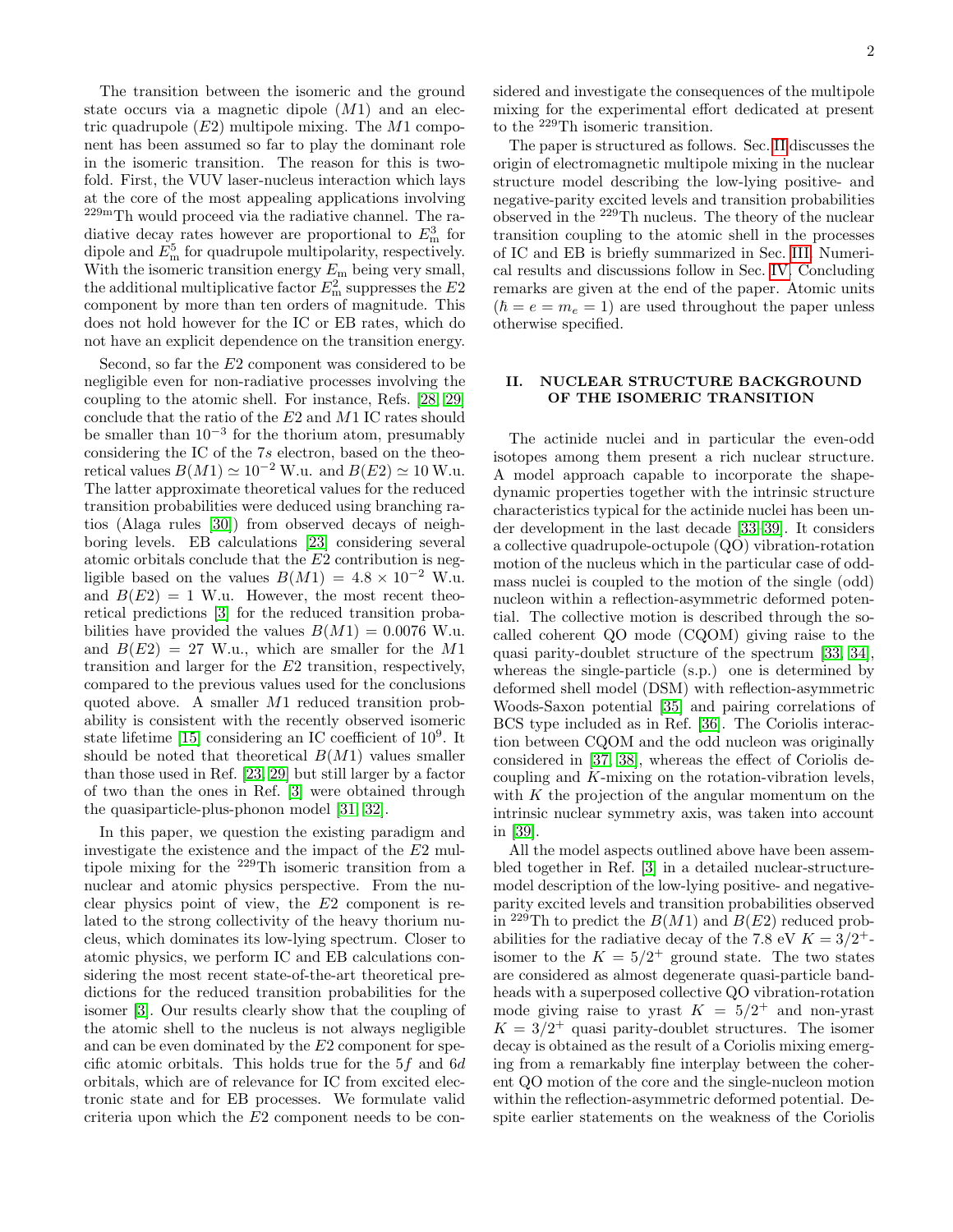The transition between the isomeric and the ground state occurs via a magnetic dipole ($M1$) and an electric quadrupole ($E2$) multipole mixing. The $M1$ component has been assumed so far to play the dominant role in the isomeric transition. The reason for this is two-fold. First, the VUV laser-nucleus interaction which lays at the core of the most appealing applications involving $^{229m}$Th would proceed via the radiative channel. The radiative decay rates however are proportional to $E_{\rm m}^3$ for dipole and $E_{\rm m}^5$ for quadrupole multipolarity, respectively. With the isomeric transition energy $E_{\rm m}$ being very small, the additional multiplicative factor $E_{\rm m}^2$ suppresses the $E2$ component by more than ten orders of magnitude. This does not hold however for the IC or EB rates, which do not have an explicit dependence on the transition energy.

Second, so far the $E2$ component was considered to be negligible even for non-radiative processes involving the coupling to the atomic shell. For instance, Refs. [28, 29] conclude that the ratio of the $E2$ and $M1$ IC rates should be smaller than $10^{-3}$ for the thorium atom, presumably considering the IC of the $7s$ electron, based on the theoretical values $B(M1) \simeq 10^{-2}$ W.u. and $B(E2) \simeq 10$ W.u. The latter approximate theoretical values for the reduced transition probabilities were deduced using branching ratios (Alaga rules [30]) from observed decays of neighboring levels. EB calculations [23] considering several atomic orbitals conclude that the $E2$ contribution is negligible based on the values $B(M1) = 4.8 \times 10^{-2}$ W.u. and $B(E2) = 1$ W.u. However, the most recent theoretical predictions [3] for the reduced transition probabilities have provided the values $B(M1) = 0.0076$ W.u. and $B(E2) = 27$ W.u., which are smaller for the $M1$ transition and larger for the $E2$ transition, respectively, compared to the previous values used for the conclusions quoted above. A smaller $M1$ reduced transition probability is consistent with the recently observed isomeric state lifetime [15] considering an IC coefficient of $10^9$. It should be noted that theoretical $B(M1)$ values smaller than those used in Ref. [23, 29] but still larger by a factor of two than the ones in Ref. [3] were obtained through the quasiparticle-plus-phonon model [31, 32].

In this paper, we question the existing paradigm and investigate the existence and the impact of the $E2$ multipole mixing for the $^{229}$Th isomeric transition from a nuclear and atomic physics perspective. From the nuclear physics point of view, the $E2$ component is related to the strong collectivity of the heavy thorium nucleus, which dominates its low-lying spectrum. Closer to atomic physics, we perform IC and EB calculations considering the most recent state-of-the-art theoretical predictions for the reduced transition probabilities for the isomer [3]. Our results clearly show that the coupling of the atomic shell to the nucleus is not always negligible and can be even dominated by the $E2$ component for specific atomic orbitals. This holds true for the $5f$ and $6d$ orbitals, which are of relevance for IC from excited electronic state and for EB processes. We formulate valid criteria upon which the $E2$ component needs to be considered and investigate the consequences of the multipole mixing for the experimental effort dedicated at present to the $^{229}$Th isomeric transition.

The paper is structured as follows. Sec. II discusses the origin of electromagnetic multipole mixing in the nuclear structure model describing the low-lying positive- and negative-parity excited levels and transition probabilities observed in the $^{229}$Th nucleus. The theory of the nuclear transition coupling to the atomic shell in the processes of IC and EB is briefly summarized in Sec. III. Numerical results and discussions follow in Sec. IV. Concluding remarks are given at the end of the paper. Atomic units ($\hbar = e = m_e = 1$) are used throughout the paper unless otherwise specified.

## II. NUCLEAR STRUCTURE BACKGROUND OF THE ISOMERIC TRANSITION

The actinide nuclei and in particular the even-odd isotopes among them present a rich nuclear structure. A model approach capable to incorporate the shape-dynamic properties together with the intrinsic structure characteristics typical for the actinide nuclei has been under development in the last decade [33–39]. It considers a collective quadrupole-octupole (QO) vibration-rotation motion of the nucleus which in the particular case of odd-mass nuclei is coupled to the motion of the single (odd) nucleon within a reflection-asymmetric deformed potential. The collective motion is described through the so-called coherent QO mode (CQOM) giving raise to the quasi parity-doublet structure of the spectrum [33, 34], whereas the single-particle (s.p.) one is determined by deformed shell model (DSM) with reflection-asymmetric Woods-Saxon potential [35] and pairing correlations of BCS type included as in Ref. [36]. The Coriolis interaction between CQOM and the odd nucleon was originally considered in [37, 38], whereas the effect of Coriolis decoupling and $K$-mixing on the rotation-vibration levels, with $K$ the projection of the angular momentum on the intrinsic nuclear symmetry axis, was taken into account in [39].

All the model aspects outlined above have been assembled together in Ref. [3] in a detailed nuclear-structure-model description of the low-lying positive- and negative-parity excited levels and transition probabilities observed in $^{229}$Th to predict the $B(M1)$ and $B(E2)$ reduced probabilities for the radiative decay of the 7.8 eV $K = 3/2^+$-isomer to the $K = 5/2^+$ ground state. The two states are considered as almost degenerate quasi-particle band-heads with a superposed collective QO vibration-rotation mode giving raise to yrast $K = 5/2^+$ and non-yrast $K = 3/2^+$ quasi parity-doublet structures. The isomer decay is obtained as the result of a Coriolis mixing emerging from a remarkably fine interplay between the coherent QO motion of the core and the single-nucleon motion within the reflection-asymmetric deformed potential. Despite earlier statements on the weakness of the Coriolis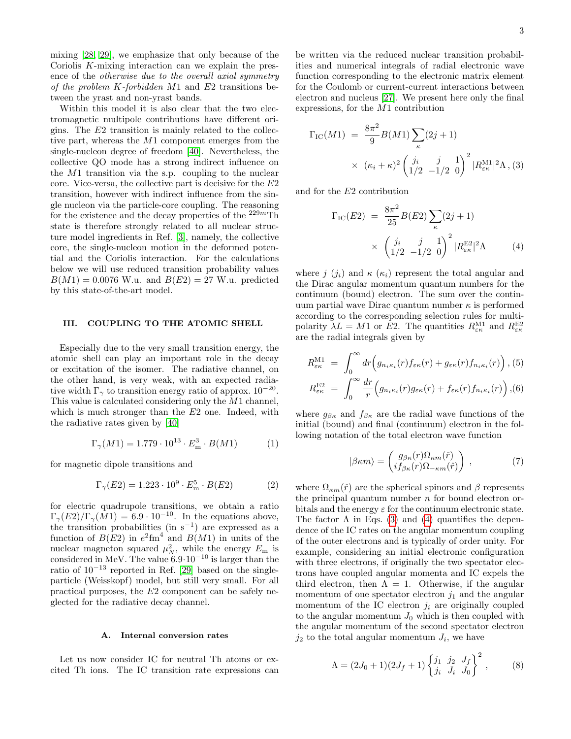mixing [28, 29], we emphasize that only because of the Coriolis $K$-mixing interaction can we explain the presence of the *otherwise due to the overall axial symmetry of the problem K-forbidden* $M1$ and $E2$ transitions between the yrast and non-yrast bands.

Within this model it is also clear that the two electromagnetic multipole contributions have different origins. The $E2$ transition is mainly related to the collective part, whereas the $M1$ component emerges from the single-nucleon degree of freedom [40]. Nevertheless, the collective QO mode has a strong indirect influence on the $M1$ transition via the s.p. coupling to the nuclear core. Vice-versa, the collective part is decisive for the $E2$ transition, however with indirect influence from the single nucleon via the particle-core coupling. The reasoning for the existence and the decay properties of the $^{229m}$Th state is therefore strongly related to all nuclear structure model ingredients in Ref. [3], namely, the collective core, the single-nucleon motion in the deformed potential and the Coriolis interaction. For the calculations below we will use reduced transition probability values $B(M1) = 0.0076$ W.u. and $B(E2) = 27$ W.u. predicted by this state-of-the-art model.

## III. COUPLING TO THE ATOMIC SHELL

Especially due to the very small transition energy, the atomic shell can play an important role in the decay or excitation of the isomer. The radiative channel, on the other hand, is very weak, with an expected radiative width $\Gamma_\gamma$ to transition energy ratio of approx. $10^{-20}$. This value is calculated considering only the $M1$ channel, which is much stronger than the $E2$ one. Indeed, with the radiative rates given by [40]

$$\Gamma_\gamma(M1) = 1.779 \cdot 10^{13} \cdot E_{\rm m}^3 \cdot B(M1) \qquad (1)$$

for magnetic dipole transitions and

$$\Gamma_\gamma(E2) = 1.223 \cdot 10^{9} \cdot E_{\rm m}^5 \cdot B(E2) \qquad (2)$$

for electric quadrupole transitions, we obtain a ratio $\Gamma_\gamma(E2)/\Gamma_\gamma(M1) = 6.9 \cdot 10^{-10}$. In the equations above, the transition probabilities (in s$^{-1}$) are expressed as a function of $B(E2)$ in $e^2$fm$^4$ and $B(M1)$ in units of the nuclear magneton squared $\mu_N^2$, while the energy $E_{\rm m}$ is considered in MeV. The value $6.9 \cdot 10^{-10}$ is larger than the ratio of $10^{-13}$ reported in Ref. [29] based on the single-particle (Weisskopf) model, but still very small. For all practical purposes, the $E2$ component can be safely neglected for the radiative decay channel.

### A. Internal conversion rates

Let us now consider IC for neutral Th atoms or excited Th ions. The IC transition rate expressions can be written via the reduced nuclear transition probabilities and numerical integrals of radial electronic wave function corresponding to the electronic matrix element for the Coulomb or current-current interactions between electron and nucleus [27]. We present here only the final expressions, for the $M1$ contribution

$$\begin{aligned}\Gamma_{\rm IC}(M1) &= \frac{8\pi^2}{9} B(M1) \sum_\kappa (2j+1) \\ &\times (\kappa_i + \kappa)^2 \begin{pmatrix} j_i & j & 1 \\ 1/2 & -1/2 & 0 \end{pmatrix}^2 |R^{\rm M1}_{\varepsilon\kappa}|^2 \Lambda\,, \end{aligned} \qquad (3)$$

and for the $E2$ contribution

$$\begin{aligned}\Gamma_{\rm IC}(E2) &= \frac{8\pi^2}{25} B(E2) \sum_\kappa (2j+1) \\ &\times \begin{pmatrix} j_i & j & 1 \\ 1/2 & -1/2 & 0 \end{pmatrix}^2 |R^{\rm E2}_{\varepsilon\kappa}|^2 \Lambda \end{aligned} \qquad (4)$$

where $j$ ($j_i$) and $\kappa$ ($\kappa_i$) represent the total angular and the Dirac angular momentum quantum numbers for the continuum (bound) electron. The sum over the continuum partial wave Dirac quantum number $\kappa$ is performed according to the corresponding selection rules for multipolarity $\lambda L = M1$ or $E2$. The quantities $R^{\rm M1}_{\varepsilon\kappa}$ and $R^{\rm E2}_{\varepsilon\kappa}$ are the radial integrals given by

$$R^{\rm M1}_{\varepsilon\kappa} = \int_0^\infty dr \Big( g_{n_i\kappa_i}(r) f_{\varepsilon\kappa}(r) + g_{\varepsilon\kappa}(r) f_{n_i\kappa_i}(r) \Big)\,, \qquad (5)$$

$$R^{\rm E2}_{\varepsilon\kappa} = \int_0^\infty \frac{dr}{r} \Big( g_{n_i\kappa_i}(r) g_{\varepsilon\kappa}(r) + f_{\varepsilon\kappa}(r) f_{n_i\kappa_i}(r) \Big)\,, \qquad (6)$$

where $g_{\beta\kappa}$ and $f_{\beta\kappa}$ are the radial wave functions of the initial (bound) and final (continuum) electron in the following notation of the total electron wave function

$$|\beta\kappa m\rangle = \begin{pmatrix} g_{\beta\kappa}(r)\Omega_{\kappa m}(\hat{r}) \\ i f_{\beta\kappa}(r)\Omega_{-\kappa m}(\hat{r}) \end{pmatrix}\,, \qquad (7)$$

where $\Omega_{\kappa m}(\hat{r})$ are the spherical spinors and $\beta$ represents the principal quantum number $n$ for bound electron orbitals and the energy $\varepsilon$ for the continuum electronic state. The factor $\Lambda$ in Eqs. (3) and (4) quantifies the dependence of the IC rates on the angular momentum coupling of the outer electrons and is typically of order unity. For example, considering an initial electronic configuration with three electrons, if originally the two spectator electrons have coupled angular momenta and IC expels the third electron, then $\Lambda = 1$. Otherwise, if the angular momentum of one spectator electron $j_1$ and the angular momentum of the IC electron $j_i$ are originally coupled to the angular momentum $J_0$ which is then coupled with the angular momentum of the second spectator electron $j_2$ to the total angular momentum $J_i$, we have

$$\Lambda = (2J_0+1)(2J_f+1) \begin{Bmatrix} j_1 & j_2 & J_f \\ j_i & J_i & J_0 \end{Bmatrix}^2\,, \qquad (8)$$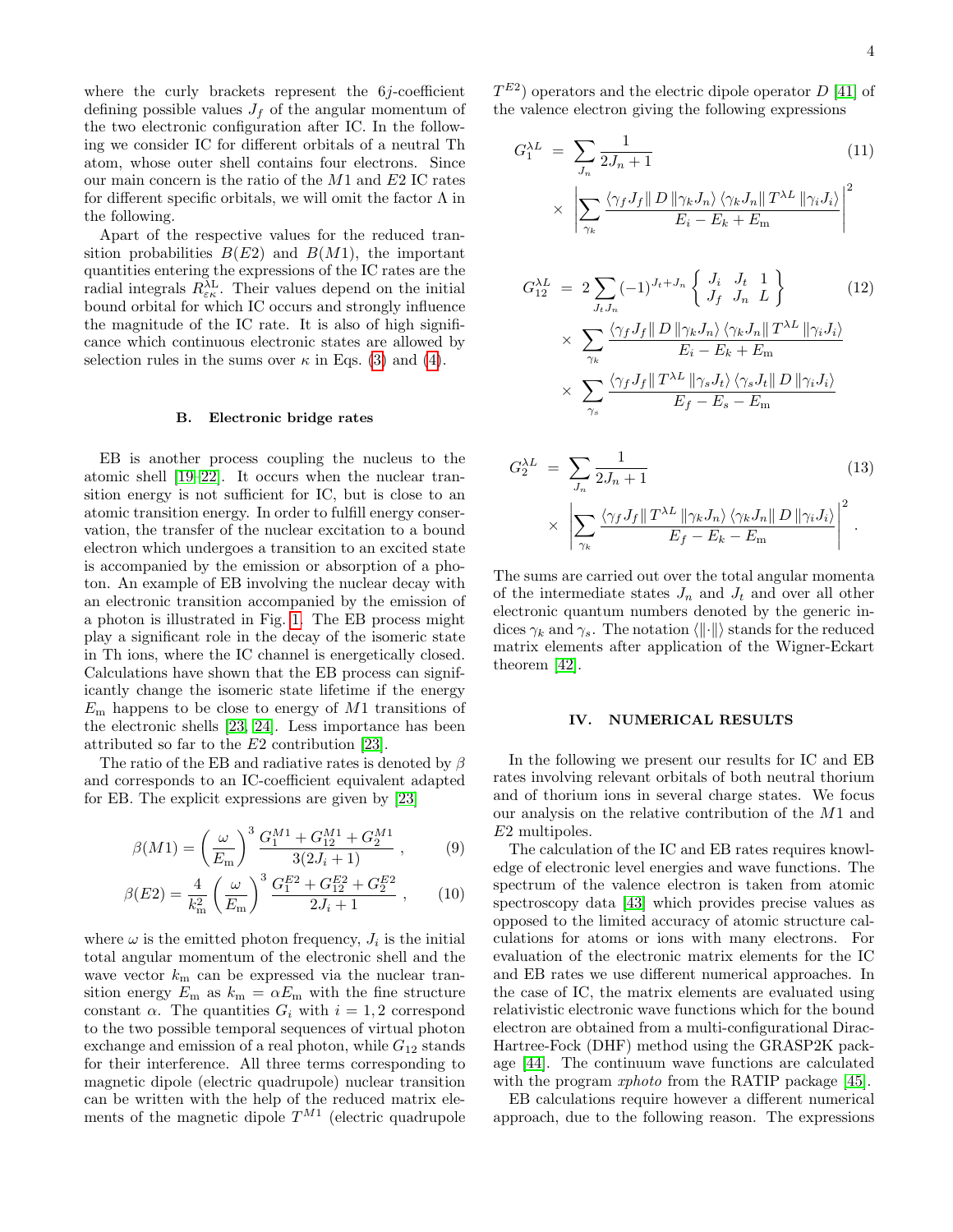where the curly brackets represent the $6j$-coefficient defining possible values $J_f$ of the angular momentum of the two electronic configuration after IC. In the following we consider IC for different orbitals of a neutral Th atom, whose outer shell contains four electrons. Since our main concern is the ratio of the $M1$ and $E2$ IC rates for different specific orbitals, we will omit the factor $\Lambda$ in the following.

Apart of the respective values for the reduced transition probabilities $B(E2)$ and $B(M1)$, the important quantities entering the expressions of the IC rates are the radial integrals $R^{\lambda L}_{\varepsilon\kappa}$. Their values depend on the initial bound orbital for which IC occurs and strongly influence the magnitude of the IC rate. It is also of high significance which continuous electronic states are allowed by selection rules in the sums over $\kappa$ in Eqs. (3) and (4).

### B. Electronic bridge rates

EB is another process coupling the nucleus to the atomic shell [19–22]. It occurs when the nuclear transition energy is not sufficient for IC, but is close to an atomic transition energy. In order to fulfill energy conservation, the transfer of the nuclear excitation to a bound electron which undergoes a transition to an excited state is accompanied by the emission or absorption of a photon. An example of EB involving the nuclear decay with an electronic transition accompanied by the emission of a photon is illustrated in Fig. 1. The EB process might play a significant role in the decay of the isomeric state in Th ions, where the IC channel is energetically closed. Calculations have shown that the EB process can significantly change the isomeric state lifetime if the energy $E_{\rm m}$ happens to be close to energy of $M1$ transitions of the electronic shells [23, 24]. Less importance has been attributed so far to the $E2$ contribution [23].

The ratio of the EB and radiative rates is denoted by $\beta$ and corresponds to an IC-coefficient equivalent adapted for EB. The explicit expressions are given by [23]

$$\beta(M1) = \left(\frac{\omega}{E_{\rm m}}\right)^3 \frac{G_1^{M1} + G_{12}^{M1} + G_2^{M1}}{3(2J_i+1)} , \qquad (9)$$

$$\beta(E2) = \frac{4}{k_{\rm m}^2}\left(\frac{\omega}{E_{\rm m}}\right)^3 \frac{G_1^{E2} + G_{12}^{E2} + G_2^{E2}}{2J_i+1} , \qquad (10)$$

where $\omega$ is the emitted photon frequency, $J_i$ is the initial total angular momentum of the electronic shell and the wave vector $k_{\rm m}$ can be expressed via the nuclear transition energy $E_{\rm m}$ as $k_{\rm m} = \alpha E_{\rm m}$ with the fine structure constant $\alpha$. The quantities $G_i$ with $i = 1, 2$ correspond to the two possible temporal sequences of virtual photon exchange and emission of a real photon, while $G_{12}$ stands for their interference. All three terms corresponding to magnetic dipole (electric quadrupole) nuclear transition can be written with the help of the reduced matrix elements of the magnetic dipole $T^{M1}$ (electric quadrupole $T^{E2}$) operators and the electric dipole operator $D$ [41] of the valence electron giving the following expressions

$$G_1^{\lambda L} = \sum_{J_n} \frac{1}{2J_n+1} \times \left| \sum_{\gamma_k} \frac{\langle \gamma_f J_f \| D \| \gamma_k J_n \rangle \langle \gamma_k J_n \| T^{\lambda L} \| \gamma_i J_i \rangle}{E_i - E_k + E_{\rm m}} \right|^2 \qquad (11)$$

$$G_{12}^{\lambda L} = 2 \sum_{J_t J_n} (-1)^{J_t + J_n} \left\{ \begin{array}{ccc} J_i & J_t & 1 \\ J_f & J_n & L \end{array} \right\} \times \sum_{\gamma_k} \frac{\langle \gamma_f J_f \| D \| \gamma_k J_n \rangle \langle \gamma_k J_n \| T^{\lambda L} \| \gamma_i J_i \rangle}{E_i - E_k + E_{\rm m}} \times \sum_{\gamma_s} \frac{\langle \gamma_f J_f \| T^{\lambda L} \| \gamma_s J_t \rangle \langle \gamma_s J_t \| D \| \gamma_i J_i \rangle}{E_f - E_s - E_{\rm m}} \qquad (12)$$

$$G_2^{\lambda L} = \sum_{J_n} \frac{1}{2J_n+1} \times \left| \sum_{\gamma_k} \frac{\langle \gamma_f J_f \| T^{\lambda L} \| \gamma_k J_n \rangle \langle \gamma_k J_n \| D \| \gamma_i J_i \rangle}{E_f - E_k - E_{\rm m}} \right|^2 . \qquad (13)$$

The sums are carried out over the total angular momenta of the intermediate states $J_n$ and $J_t$ and over all other electronic quantum numbers denoted by the generic indices $\gamma_k$ and $\gamma_s$. The notation $\langle \| \cdot \| \rangle$ stands for the reduced matrix elements after application of the Wigner-Eckart theorem [42].

## IV. NUMERICAL RESULTS

In the following we present our results for IC and EB rates involving relevant orbitals of both neutral thorium and of thorium ions in several charge states. We focus our analysis on the relative contribution of the $M1$ and $E2$ multipoles.

The calculation of the IC and EB rates requires knowledge of electronic level energies and wave functions. The spectrum of the valence electron is taken from atomic spectroscopy data [43] which provides precise values as opposed to the limited accuracy of atomic structure calculations for atoms or ions with many electrons. For evaluation of the electronic matrix elements for the IC and EB rates we use different numerical approaches. In the case of IC, the matrix elements are evaluated using relativistic electronic wave functions which for the bound electron are obtained from a multi-configurational Dirac-Hartree-Fock (DHF) method using the GRASP2K package [44]. The continuum wave functions are calculated with the program *xphoto* from the RATIP package [45].

EB calculations require however a different numerical approach, due to the following reason. The expressions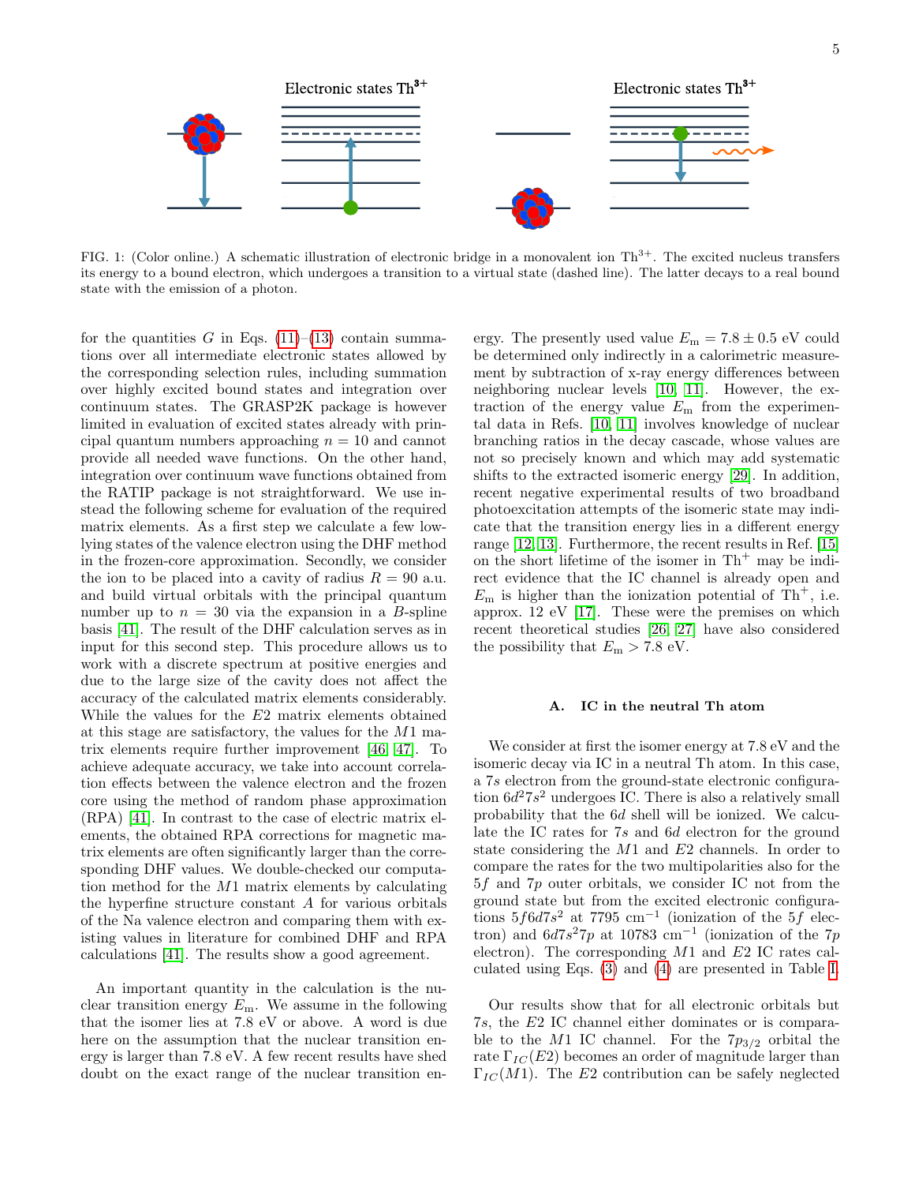FIG. 1: (Color online.) A schematic illustration of electronic bridge in a monovalent ion $Th^{3+}$. The excited nucleus transfers its energy to a bound electron, which undergoes a transition to a virtual state (dashed line). The latter decays to a real bound state with the emission of a photon.

for the quantities $G$ in Eqs. (11)–(13) contain summations over all intermediate electronic states allowed by the corresponding selection rules, including summation over highly excited bound states and integration over continuum states. The GRASP2K package is however limited in evaluation of excited states already with principal quantum numbers approaching $n = 10$ and cannot provide all needed wave functions. On the other hand, integration over continuum wave functions obtained from the RATIP package is not straightforward. We use instead the following scheme for evaluation of the required matrix elements. As a first step we calculate a few low-lying states of the valence electron using the DHF method in the frozen-core approximation. Secondly, we consider the ion to be placed into a cavity of radius $R = 90$ a.u. and build virtual orbitals with the principal quantum number up to $n = 30$ via the expansion in a $B$-spline basis [41]. The result of the DHF calculation serves as in input for this second step. This procedure allows us to work with a discrete spectrum at positive energies and due to the large size of the cavity does not affect the accuracy of the calculated matrix elements considerably. While the values for the $E2$ matrix elements obtained at this stage are satisfactory, the values for the $M1$ matrix elements require further improvement [46, 47]. To achieve adequate accuracy, we take into account correlation effects between the valence electron and the frozen core using the method of random phase approximation (RPA) [41]. In contrast to the case of electric matrix elements, the obtained RPA corrections for magnetic matrix elements are often significantly larger than the corresponding DHF values. We double-checked our computation method for the $M1$ matrix elements by calculating the hyperfine structure constant $A$ for various orbitals of the Na valence electron and comparing them with existing values in literature for combined DHF and RPA calculations [41]. The results show a good agreement.

An important quantity in the calculation is the nuclear transition energy $E_{\mathrm{m}}$. We assume in the following that the isomer lies at 7.8 eV or above. A word is due here on the assumption that the nuclear transition energy is larger than 7.8 eV. A few recent results have shed doubt on the exact range of the nuclear transition energy. The presently used value $E_{\mathrm{m}} = 7.8 \pm 0.5$ eV could be determined only indirectly in a calorimetric measurement by subtraction of x-ray energy differences between neighboring nuclear levels [10, 11]. However, the extraction of the energy value $E_{\mathrm{m}}$ from the experimental data in Refs. [10, 11] involves knowledge of nuclear branching ratios in the decay cascade, whose values are not so precisely known and which may add systematic shifts to the extracted isomeric energy [29]. In addition, recent negative experimental results of two broadband photoexcitation attempts of the isomeric state may indicate that the transition energy lies in a different energy range [12, 13]. Furthermore, the recent results in Ref. [15] on the short lifetime of the isomer in $Th^{+}$ may be indirect evidence that the IC channel is already open and $E_{\mathrm{m}}$ is higher than the ionization potential of $Th^{+}$, i.e. approx. 12 eV [17]. These were the premises on which recent theoretical studies [26, 27] have also considered the possibility that $E_{\mathrm{m}} > 7.8$ eV.

### A. IC in the neutral Th atom

We consider at first the isomer energy at 7.8 eV and the isomeric decay via IC in a neutral Th atom. In this case, a $7s$ electron from the ground-state electronic configuration $6d^2 7s^2$ undergoes IC. There is also a relatively small probability that the $6d$ shell will be ionized. We calculate the IC rates for $7s$ and $6d$ electron for the ground state considering the $M1$ and $E2$ channels. In order to compare the rates for the two multipolarities also for the $5f$ and $7p$ outer orbitals, we consider IC not from the ground state but from the excited electronic configurations $5f6d7s^2$ at 7795 cm$^{-1}$ (ionization of the $5f$ electron) and $6d7s^2 7p$ at 10783 cm$^{-1}$ (ionization of the $7p$ electron). The corresponding $M1$ and $E2$ IC rates calculated using Eqs. (3) and (4) are presented in Table I.

Our results show that for all electronic orbitals but $7s$, the $E2$ IC channel either dominates or is comparable to the $M1$ IC channel. For the $7p_{3/2}$ orbital the rate $\Gamma_{IC}(E2)$ becomes an order of magnitude larger than $\Gamma_{IC}(M1)$. The $E2$ contribution can be safely neglected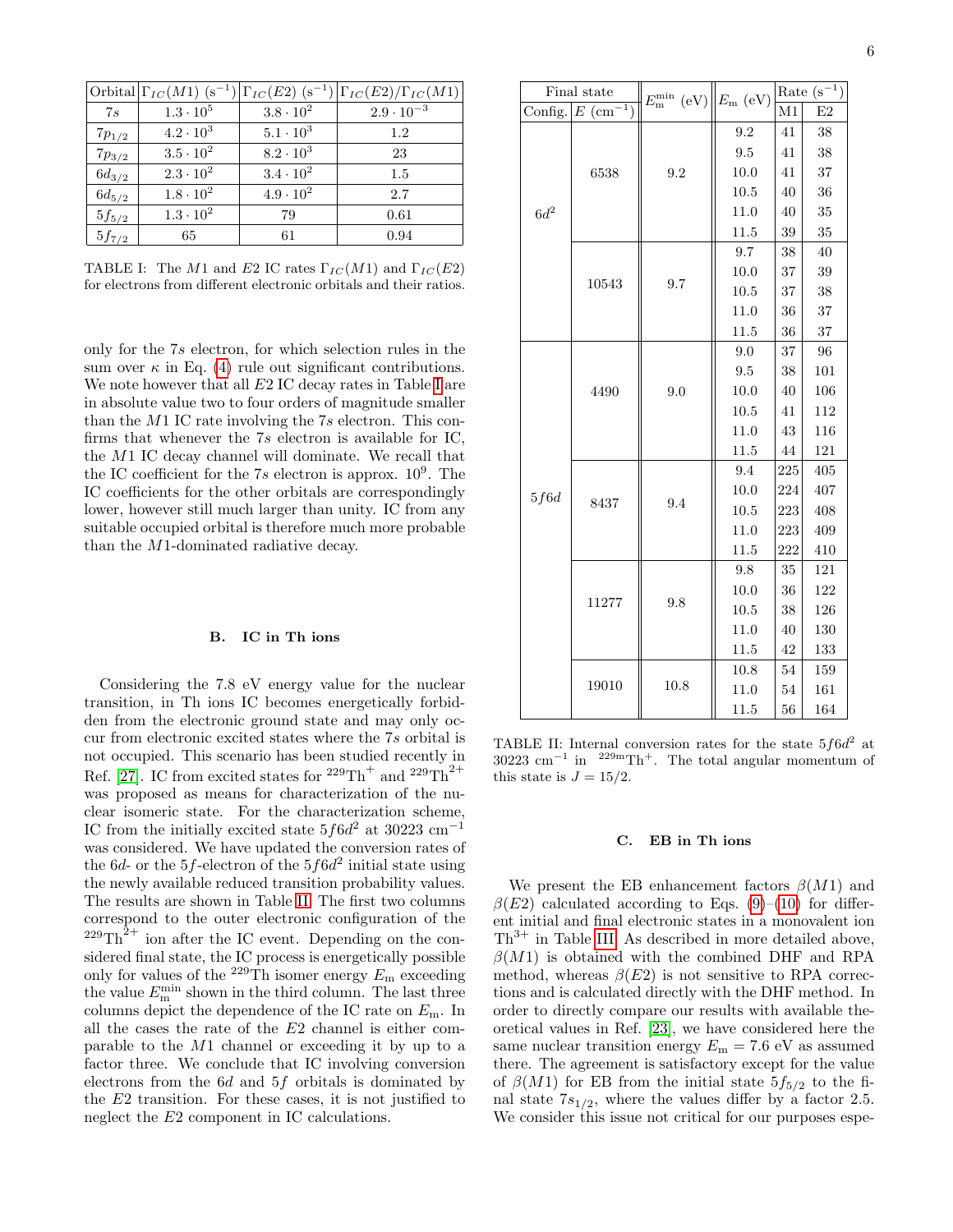| Orbital | $\Gamma_{IC}(M1)$ (s$^{-1}$) | $\Gamma_{IC}(E2)$ (s$^{-1}$) | $\Gamma_{IC}(E2)/\Gamma_{IC}(M1)$ |
|---|---|---|---|
| $7s$ | $1.3 \cdot 10^5$ | $3.8 \cdot 10^2$ | $2.9 \cdot 10^{-3}$ |
| $7p_{1/2}$ | $4.2 \cdot 10^3$ | $5.1 \cdot 10^3$ | 1.2 |
| $7p_{3/2}$ | $3.5 \cdot 10^2$ | $8.2 \cdot 10^3$ | 23 |
| $6d_{3/2}$ | $2.3 \cdot 10^2$ | $3.4 \cdot 10^2$ | 1.5 |
| $6d_{5/2}$ | $1.8 \cdot 10^2$ | $4.9 \cdot 10^2$ | 2.7 |
| $5f_{5/2}$ | $1.3 \cdot 10^2$ | 79 | 0.61 |
| $5f_{7/2}$ | 65 | 61 | 0.94 |

TABLE I: The $M1$ and $E2$ IC rates $\Gamma_{IC}(M1)$ and $\Gamma_{IC}(E2)$ for electrons from different electronic orbitals and their ratios.

only for the $7s$ electron, for which selection rules in the sum over $\kappa$ in Eq. (4) rule out significant contributions. We note however that all $E2$ IC decay rates in Table I are in absolute value two to four orders of magnitude smaller than the $M1$ IC rate involving the $7s$ electron. This confirms that whenever the $7s$ electron is available for IC, the $M1$ IC decay channel will dominate. We recall that the IC coefficient for the $7s$ electron is approx. $10^9$. The IC coefficients for the other orbitals are correspondingly lower, however still much larger than unity. IC from any suitable occupied orbital is therefore much more probable than the $M1$-dominated radiative decay.

### B. IC in Th ions

Considering the 7.8 eV energy value for the nuclear transition, in Th ions IC becomes energetically forbidden from the electronic ground state and may only occur from electronic excited states where the $7s$ orbital is not occupied. This scenario has been studied recently in Ref. [27]. IC from excited states for $^{229}$Th$^{+}$ and $^{229}$Th$^{2+}$ was proposed as means for characterization of the nuclear isomeric state. For the characterization scheme, IC from the initially excited state $5f6d^2$ at 30223 cm$^{-1}$ was considered. We have updated the conversion rates of the $6d$- or the $5f$-electron of the $5f6d^2$ initial state using the newly available reduced transition probability values. The results are shown in Table II. The first two columns correspond to the outer electronic configuration of the $^{229}$Th$^{2+}$ ion after the IC event. Depending on the considered final state, the IC process is energetically possible only for values of the $^{229}$Th isomer energy $E_{\rm m}$ exceeding the value $E_{\rm m}^{\rm min}$ shown in the third column. The last three columns depict the dependence of the IC rate on $E_{\rm m}$. In all the cases the rate of the $E2$ channel is either comparable to the $M1$ channel or exceeding it by up to a factor three. We conclude that IC involving conversion electrons from the $6d$ and $5f$ orbitals is dominated by the $E2$ transition. For these cases, it is not justified to neglect the $E2$ component in IC calculations.

| Final state | | $E_{\rm m}^{\rm min}$ (eV) | $E_{\rm m}$ (eV) | Rate (s$^{-1}$) | |
|---|---|---|---|---|---|
| Config. | $E$ (cm$^{-1}$) | | | M1 | E2 |
| $6d^2$ | 6538 | 9.2 | 9.2 | 41 | 38 |
| | | | 9.5 | 41 | 38 |
| | | | 10.0 | 41 | 37 |
| | | | 10.5 | 40 | 36 |
| | | | 11.0 | 40 | 35 |
| | | | 11.5 | 39 | 35 |
| | 10543 | 9.7 | 9.7 | 38 | 40 |
| | | | 10.0 | 37 | 39 |
| | | | 10.5 | 37 | 38 |
| | | | 11.0 | 36 | 37 |
| | | | 11.5 | 36 | 37 |
| $5f6d$ | 4490 | 9.0 | 9.0 | 37 | 96 |
| | | | 9.5 | 38 | 101 |
| | | | 10.0 | 40 | 106 |
| | | | 10.5 | 41 | 112 |
| | | | 11.0 | 43 | 116 |
| | | | 11.5 | 44 | 121 |
| | 8437 | 9.4 | 9.4 | 225 | 405 |
| | | | 10.0 | 224 | 407 |
| | | | 10.5 | 223 | 408 |
| | | | 11.0 | 223 | 409 |
| | | | 11.5 | 222 | 410 |
| | 11277 | 9.8 | 9.8 | 35 | 121 |
| | | | 10.0 | 36 | 122 |
| | | | 10.5 | 38 | 126 |
| | | | 11.0 | 40 | 130 |
| | | | 11.5 | 42 | 133 |
| | 19010 | 10.8 | 10.8 | 54 | 159 |
| | | | 11.0 | 54 | 161 |
| | | | 11.5 | 56 | 164 |

TABLE II: Internal conversion rates for the state $5f6d^2$ at 30223 cm$^{-1}$ in $^{229\rm m}$Th$^{+}$. The total angular momentum of this state is $J = 15/2$.

### C. EB in Th ions

We present the EB enhancement factors $\beta(M1)$ and $\beta(E2)$ calculated according to Eqs. (9)–(10) for different initial and final electronic states in a monovalent ion Th$^{3+}$ in Table III. As described in more detailed above, $\beta(M1)$ is obtained with the combined DHF and RPA method, whereas $\beta(E2)$ is not sensitive to RPA corrections and is calculated directly with the DHF method. In order to directly compare our results with available theoretical values in Ref. [23], we have considered here the same nuclear transition energy $E_{\rm m} = 7.6$ eV as assumed there. The agreement is satisfactory except for the value of $\beta(M1)$ for EB from the initial state $5f_{5/2}$ to the final state $7s_{1/2}$, where the values differ by a factor 2.5. We consider this issue not critical for our purposes espe-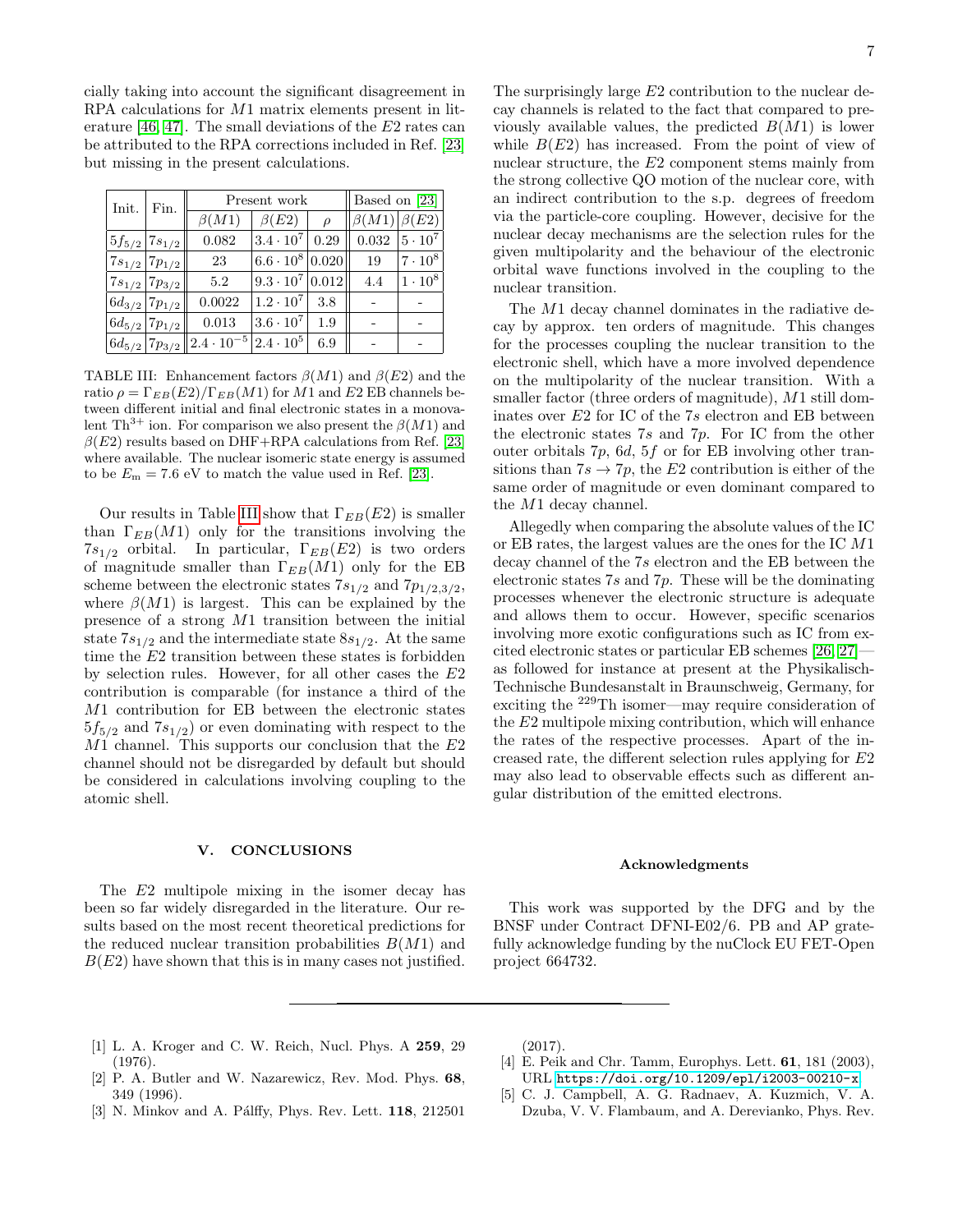cially taking into account the significant disagreement in RPA calculations for $M1$ matrix elements present in literature [46, 47]. The small deviations of the $E2$ rates can be attributed to the RPA corrections included in Ref. [23] but missing in the present calculations.

| Init. | Fin. | Present work | | | Based on [23] | |
|---|---|---|---|---|---|---|
| | | $\beta(M1)$ | $\beta(E2)$ | $\rho$ | $\beta(M1)$ | $\beta(E2)$ |
| $5f_{5/2}$ | $7s_{1/2}$ | 0.082 | $3.4 \cdot 10^7$ | 0.29 | 0.032 | $5 \cdot 10^7$ |
| $7s_{1/2}$ | $7p_{1/2}$ | 23 | $6.6 \cdot 10^8$ | 0.020 | 19 | $7 \cdot 10^8$ |
| $7s_{1/2}$ | $7p_{3/2}$ | 5.2 | $9.3 \cdot 10^7$ | 0.012 | 4.4 | $1 \cdot 10^8$ |
| $6d_{3/2}$ | $7p_{1/2}$ | 0.0022 | $1.2 \cdot 10^7$ | 3.8 | - | - |
| $6d_{5/2}$ | $7p_{1/2}$ | 0.013 | $3.6 \cdot 10^7$ | 1.9 | - | - |
| $6d_{5/2}$ | $7p_{3/2}$ | $2.4 \cdot 10^{-5}$ | $2.4 \cdot 10^5$ | 6.9 | - | - |

TABLE III: Enhancement factors $\beta(M1)$ and $\beta(E2)$ and the ratio $\rho = \Gamma_{EB}(E2)/\Gamma_{EB}(M1)$ for $M1$ and $E2$ EB channels between different initial and final electronic states in a monovalent $Th^{3+}$ ion. For comparison we also present the $\beta(M1)$ and $\beta(E2)$ results based on DHF+RPA calculations from Ref. [23] where available. The nuclear isomeric state energy is assumed to be $E_m = 7.6$ eV to match the value used in Ref. [23].

Our results in Table III show that $\Gamma_{EB}(E2)$ is smaller than $\Gamma_{EB}(M1)$ only for the transitions involving the $7s_{1/2}$ orbital. In particular, $\Gamma_{EB}(E2)$ is two orders of magnitude smaller than $\Gamma_{EB}(M1)$ only for the EB scheme between the electronic states $7s_{1/2}$ and $7p_{1/2,3/2}$, where $\beta(M1)$ is largest. This can be explained by the presence of a strong $M1$ transition between the initial state $7s_{1/2}$ and the intermediate state $8s_{1/2}$. At the same time the $E2$ transition between these states is forbidden by selection rules. However, for all other cases the $E2$ contribution is comparable (for instance a third of the $M1$ contribution for EB between the electronic states $5f_{5/2}$ and $7s_{1/2}$) or even dominating with respect to the $M1$ channel. This supports our conclusion that the $E2$ channel should not be disregarded by default but should be considered in calculations involving coupling to the atomic shell.

## V. CONCLUSIONS

The $E2$ multipole mixing in the isomer decay has been so far widely disregarded in the literature. Our results based on the most recent theoretical predictions for the reduced nuclear transition probabilities $B(M1)$ and $B(E2)$ have shown that this is in many cases not justified. The surprisingly large $E2$ contribution to the nuclear decay channels is related to the fact that compared to previously available values, the predicted $B(M1)$ is lower while $B(E2)$ has increased. From the point of view of nuclear structure, the $E2$ component stems mainly from the strong collective QO motion of the nuclear core, with an indirect contribution to the s.p. degrees of freedom via the particle-core coupling. However, decisive for the nuclear decay mechanisms are the selection rules for the given multipolarity and the behaviour of the electronic orbital wave functions involved in the coupling to the nuclear transition.

The $M1$ decay channel dominates in the radiative decay by approx. ten orders of magnitude. This changes for the processes coupling the nuclear transition to the electronic shell, which have a more involved dependence on the multipolarity of the nuclear transition. With a smaller factor (three orders of magnitude), $M1$ still dominates over $E2$ for IC of the $7s$ electron and EB between the electronic states $7s$ and $7p$. For IC from the other outer orbitals $7p$, $6d$, $5f$ or for EB involving other transitions than $7s \to 7p$, the $E2$ contribution is either of the same order of magnitude or even dominant compared to the $M1$ decay channel.

Allegedly when comparing the absolute values of the IC or EB rates, the largest values are the ones for the IC $M1$ decay channel of the $7s$ electron and the EB between the electronic states $7s$ and $7p$. These will be the dominating processes whenever the electronic structure is adequate and allows them to occur. However, specific scenarios involving more exotic configurations such as IC from excited electronic states or particular EB schemes [26, 27]—as followed for instance at present at the Physikalisch-Technische Bundesanstalt in Braunschweig, Germany, for exciting the $^{229}$Th isomer—may require consideration of the $E2$ multipole mixing contribution, which will enhance the rates of the respective processes. Apart of the increased rate, the different selection rules applying for $E2$ may also lead to observable effects such as different angular distribution of the emitted electrons.

### Acknowledgments

This work was supported by the DFG and by the BNSF under Contract DFNI-E02/6. PB and AP gratefully acknowledge funding by the nuClock EU FET-Open project 664732.

---

[1] L. A. Kroger and C. W. Reich, Nucl. Phys. A **259**, 29 (1976).
[2] P. A. Butler and W. Nazarewicz, Rev. Mod. Phys. **68**, 349 (1996).
[3] N. Minkov and A. Pálffy, Phys. Rev. Lett. **118**, 212501 (2017).
[4] E. Peik and Chr. Tamm, Europhys. Lett. **61**, 181 (2003), URL https://doi.org/10.1209/epl/i2003-00210-x.
[5] C. J. Campbell, A. G. Radnaev, A. Kuzmich, V. A. Dzuba, V. V. Flambaum, and A. Derevianko, Phys. Rev.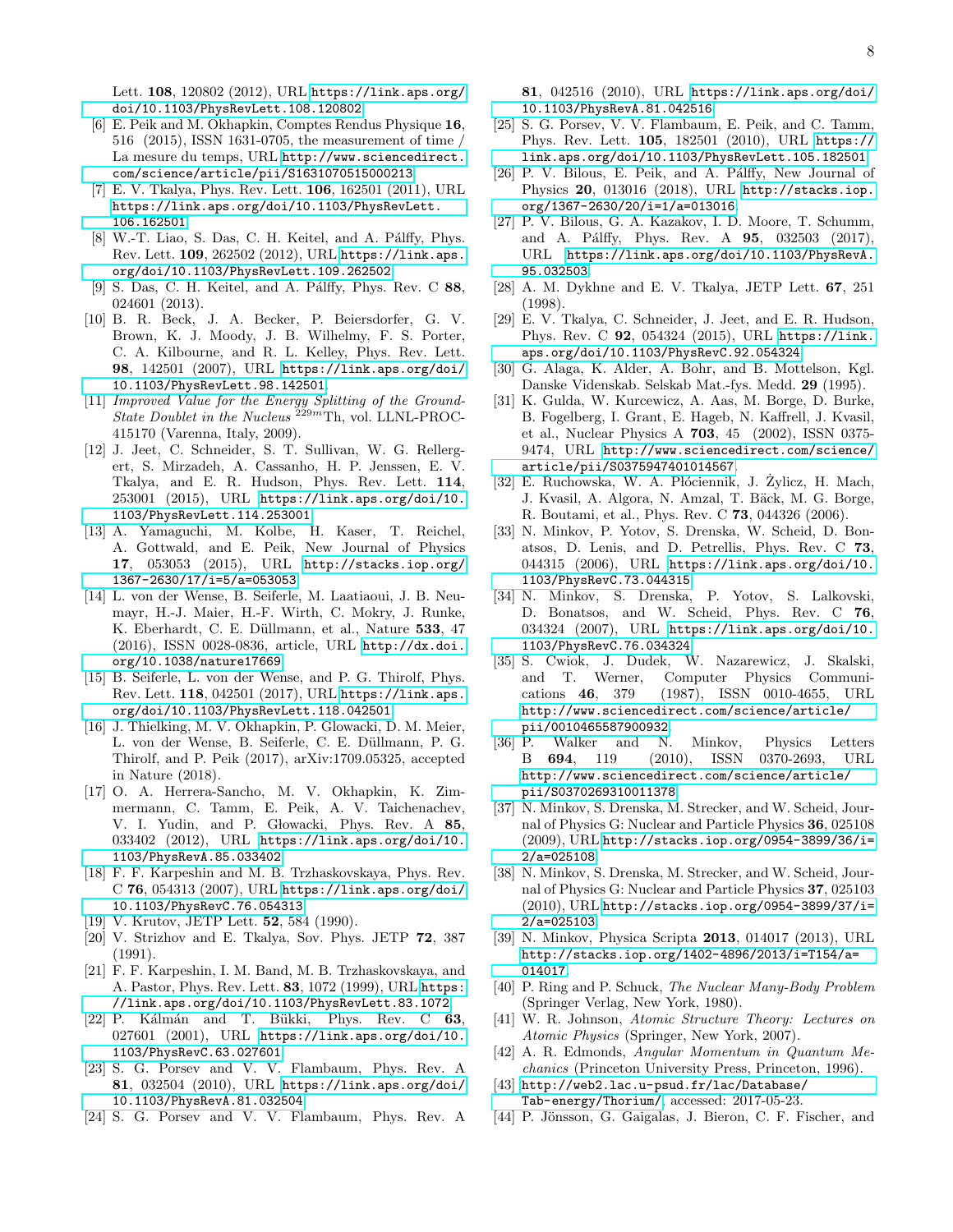Lett. **108**, 120802 (2012), URL https://link.aps.org/doi/10.1103/PhysRevLett.108.120802.

[6] E. Peik and M. Okhapkin, Comptes Rendus Physique **16**, 516 (2015), ISSN 1631-0705, the measurement of time / La mesure du temps, URL http://www.sciencedirect.com/science/article/pii/S1631070515000213.

[7] E. V. Tkalya, Phys. Rev. Lett. **106**, 162501 (2011), URL https://link.aps.org/doi/10.1103/PhysRevLett.106.162501.

[8] W.-T. Liao, S. Das, C. H. Keitel, and A. Pálffy, Phys. Rev. Lett. **109**, 262502 (2012), URL https://link.aps.org/doi/10.1103/PhysRevLett.109.262502.

[9] S. Das, C. H. Keitel, and A. Pálffy, Phys. Rev. C **88**, 024601 (2013).

[10] B. R. Beck, J. A. Becker, P. Beiersdorfer, G. V. Brown, K. J. Moody, J. B. Wilhelmy, F. S. Porter, C. A. Kilbourne, and R. L. Kelley, Phys. Rev. Lett. **98**, 142501 (2007), URL https://link.aps.org/doi/10.1103/PhysRevLett.98.142501.

[11] *Improved Value for the Energy Splitting of the Ground-State Doublet in the Nucleus* $^{229m}$Th, vol. LLNL-PROC-415170 (Varenna, Italy, 2009).

[12] J. Jeet, C. Schneider, S. T. Sullivan, W. G. Rellergert, S. Mirzadeh, A. Cassanho, H. P. Jenssen, E. V. Tkalya, and E. R. Hudson, Phys. Rev. Lett. **114**, 253001 (2015), URL https://link.aps.org/doi/10.1103/PhysRevLett.114.253001.

[13] A. Yamaguchi, M. Kolbe, H. Kaser, T. Reichel, A. Gottwald, and E. Peik, New Journal of Physics **17**, 053053 (2015), URL http://stacks.iop.org/1367-2630/17/i=5/a=053053.

[14] L. von der Wense, B. Seiferle, M. Laatiaoui, J. B. Neumayr, H.-J. Maier, H.-F. Wirth, C. Mokry, J. Runke, K. Eberhardt, C. E. Düllmann, et al., Nature **533**, 47 (2016), ISSN 0028-0836, article, URL http://dx.doi.org/10.1038/nature17669.

[15] B. Seiferle, L. von der Wense, and P. G. Thirolf, Phys. Rev. Lett. **118**, 042501 (2017), URL https://link.aps.org/doi/10.1103/PhysRevLett.118.042501.

[16] J. Thielking, M. V. Okhapkin, P. Glowacki, D. M. Meier, L. von der Wense, B. Seiferle, C. E. Düllmann, P. G. Thirolf, and P. Peik (2017), arXiv:1709.05325, accepted in Nature (2018).

[17] O. A. Herrera-Sancho, M. V. Okhapkin, K. Zimmermann, C. Tamm, E. Peik, A. V. Taichenachev, V. I. Yudin, and P. Głowacki, Phys. Rev. A **85**, 033402 (2012), URL https://link.aps.org/doi/10.1103/PhysRevA.85.033402.

[18] F. F. Karpeshin and M. B. Trzhaskovskaya, Phys. Rev. C **76**, 054313 (2007), URL https://link.aps.org/doi/10.1103/PhysRevC.76.054313.

[19] V. Krutov, JETP Lett. **52**, 584 (1990).

[20] V. Strizhov and E. Tkalya, Sov. Phys. JETP **72**, 387 (1991).

[21] F. F. Karpeshin, I. M. Band, M. B. Trzhaskovskaya, and A. Pastor, Phys. Rev. Lett. **83**, 1072 (1999), URL https://link.aps.org/doi/10.1103/PhysRevLett.83.1072.

[22] P. Kálmán and T. Bükki, Phys. Rev. C **63**, 027601 (2001), URL https://link.aps.org/doi/10.1103/PhysRevC.63.027601.

[23] S. G. Porsev and V. V. Flambaum, Phys. Rev. A **81**, 032504 (2010), URL https://link.aps.org/doi/10.1103/PhysRevA.81.032504.

[24] S. G. Porsev and V. V. Flambaum, Phys. Rev. A **81**, 042516 (2010), URL https://link.aps.org/doi/10.1103/PhysRevA.81.042516.

[25] S. G. Porsev, V. V. Flambaum, E. Peik, and C. Tamm, Phys. Rev. Lett. **105**, 182501 (2010), URL https://link.aps.org/doi/10.1103/PhysRevLett.105.182501.

[26] P. V. Bilous, E. Peik, and A. Pálffy, New Journal of Physics **20**, 013016 (2018), URL http://stacks.iop.org/1367-2630/20/i=1/a=013016.

[27] P. V. Bilous, G. A. Kazakov, I. D. Moore, T. Schumm, and A. Pálffy, Phys. Rev. A **95**, 032503 (2017), URL https://link.aps.org/doi/10.1103/PhysRevA.95.032503.

[28] A. M. Dykhne and E. V. Tkalya, JETP Lett. **67**, 251 (1998).

[29] E. V. Tkalya, C. Schneider, J. Jeet, and E. R. Hudson, Phys. Rev. C **92**, 054324 (2015), URL https://link.aps.org/doi/10.1103/PhysRevC.92.054324.

[30] G. Alaga, K. Alder, A. Bohr, and B. Mottelson, Kgl. Danske Videnskab. Selskab Mat.-fys. Medd. **29** (1995).

[31] K. Gulda, W. Kurcewicz, A. Aas, M. Borge, D. Burke, B. Fogelberg, I. Grant, E. Hageb, N. Kaffrell, J. Kvasil, et al., Nuclear Physics A **703**, 45 (2002), ISSN 0375-9474, URL http://www.sciencedirect.com/science/article/pii/S0375947401014567.

[32] E. Ruchowska, W. A. Płóciennik, J. Żylicz, H. Mach, J. Kvasil, A. Algora, N. Amzal, T. Bäck, M. G. Borge, R. Boutami, et al., Phys. Rev. C **73**, 044326 (2006).

[33] N. Minkov, P. Yotov, S. Drenska, W. Scheid, D. Bonatsos, D. Lenis, and D. Petrellis, Phys. Rev. C **73**, 044315 (2006), URL https://link.aps.org/doi/10.1103/PhysRevC.73.044315.

[34] N. Minkov, S. Drenska, P. Yotov, S. Lalkovski, D. Bonatsos, and W. Scheid, Phys. Rev. C **76**, 034324 (2007), URL https://link.aps.org/doi/10.1103/PhysRevC.76.034324.

[35] S. Cwiok, J. Dudek, W. Nazarewicz, J. Skalski, and T. Werner, Computer Physics Communications **46**, 379 (1987), ISSN 0010-4655, URL http://www.sciencedirect.com/science/article/pii/0010465587900932.

[36] P. Walker and N. Minkov, Physics Letters B **694**, 119 (2010), ISSN 0370-2693, URL http://www.sciencedirect.com/science/article/pii/S0370269310011378.

[37] N. Minkov, S. Drenska, M. Strecker, and W. Scheid, Journal of Physics G: Nuclear and Particle Physics **36**, 025108 (2009), URL http://stacks.iop.org/0954-3899/36/i=2/a=025108.

[38] N. Minkov, S. Drenska, M. Strecker, and W. Scheid, Journal of Physics G: Nuclear and Particle Physics **37**, 025103 (2010), URL http://stacks.iop.org/0954-3899/37/i=2/a=025103.

[39] N. Minkov, Physica Scripta **2013**, 014017 (2013), URL http://stacks.iop.org/1402-4896/2013/i=T154/a=014017.

[40] P. Ring and P. Schuck, *The Nuclear Many-Body Problem* (Springer Verlag, New York, 1980).

[41] W. R. Johnson, *Atomic Structure Theory: Lectures on Atomic Physics* (Springer, New York, 2007).

[42] A. R. Edmonds, *Angular Momentum in Quantum Mechanics* (Princeton University Press, Princeton, 1996).

[43] http://web2.lac.u-psud.fr/lac/Database/Tab-energy/Thorium/, accessed: 2017-05-23.

[44] P. Jönsson, G. Gaigalas, J. Bieron, C. F. Fischer, and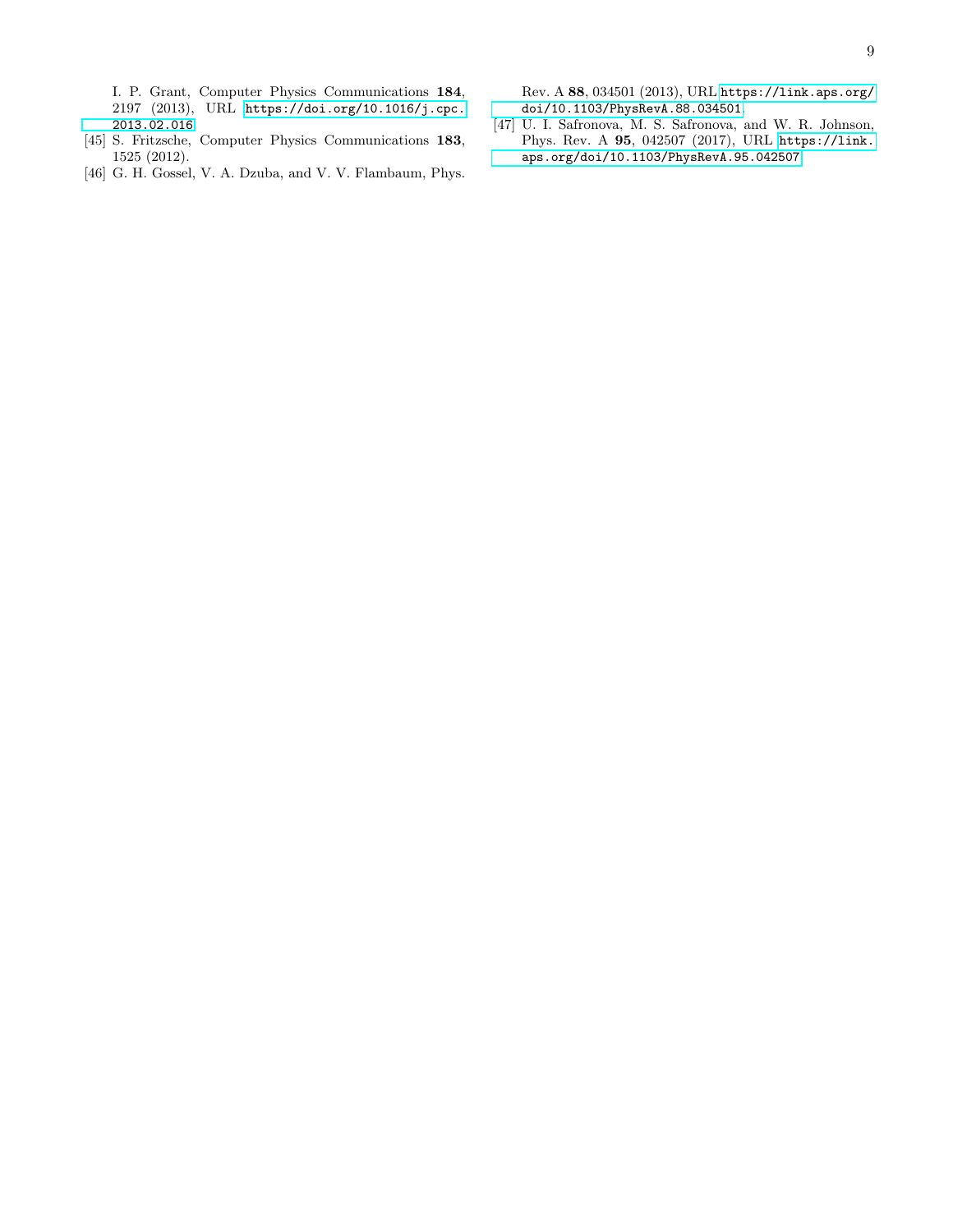I. P. Grant, Computer Physics Communications **184**, 2197 (2013), URL https://doi.org/10.1016/j.cpc.2013.02.016.

[45] S. Fritzsche, Computer Physics Communications **183**, 1525 (2012).

[46] G. H. Gossel, V. A. Dzuba, and V. V. Flambaum, Phys. Rev. A **88**, 034501 (2013), URL https://link.aps.org/doi/10.1103/PhysRevA.88.034501.

[47] U. I. Safronova, M. S. Safronova, and W. R. Johnson, Phys. Rev. A **95**, 042507 (2017), URL https://link.aps.org/doi/10.1103/PhysRevA.95.042507.